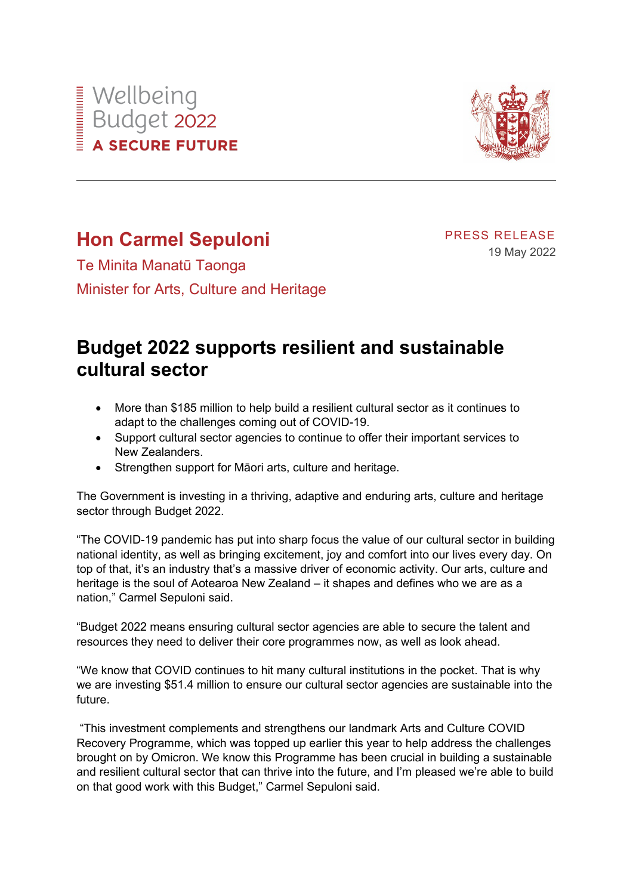Wellbeing
Budget 2022
**A SECURE FUTURE**

---

## Hon Carmel Sepuloni

Te Minita Manatū Taonga

Minister for Arts, Culture and Heritage

PRESS RELEASE

19 May 2022

# Budget 2022 supports resilient and sustainable cultural sector

- More than $185 million to help build a resilient cultural sector as it continues to adapt to the challenges coming out of COVID-19.
- Support cultural sector agencies to continue to offer their important services to New Zealanders.
- Strengthen support for Māori arts, culture and heritage.

The Government is investing in a thriving, adaptive and enduring arts, culture and heritage sector through Budget 2022.

"The COVID-19 pandemic has put into sharp focus the value of our cultural sector in building national identity, as well as bringing excitement, joy and comfort into our lives every day. On top of that, it's an industry that's a massive driver of economic activity. Our arts, culture and heritage is the soul of Aotearoa New Zealand – it shapes and defines who we are as a nation," Carmel Sepuloni said.

"Budget 2022 means ensuring cultural sector agencies are able to secure the talent and resources they need to deliver their core programmes now, as well as look ahead.

"We know that COVID continues to hit many cultural institutions in the pocket. That is why we are investing $51.4 million to ensure our cultural sector agencies are sustainable into the future.

"This investment complements and strengthens our landmark Arts and Culture COVID Recovery Programme, which was topped up earlier this year to help address the challenges brought on by Omicron. We know this Programme has been crucial in building a sustainable and resilient cultural sector that can thrive into the future, and I'm pleased we're able to build on that good work with this Budget," Carmel Sepuloni said.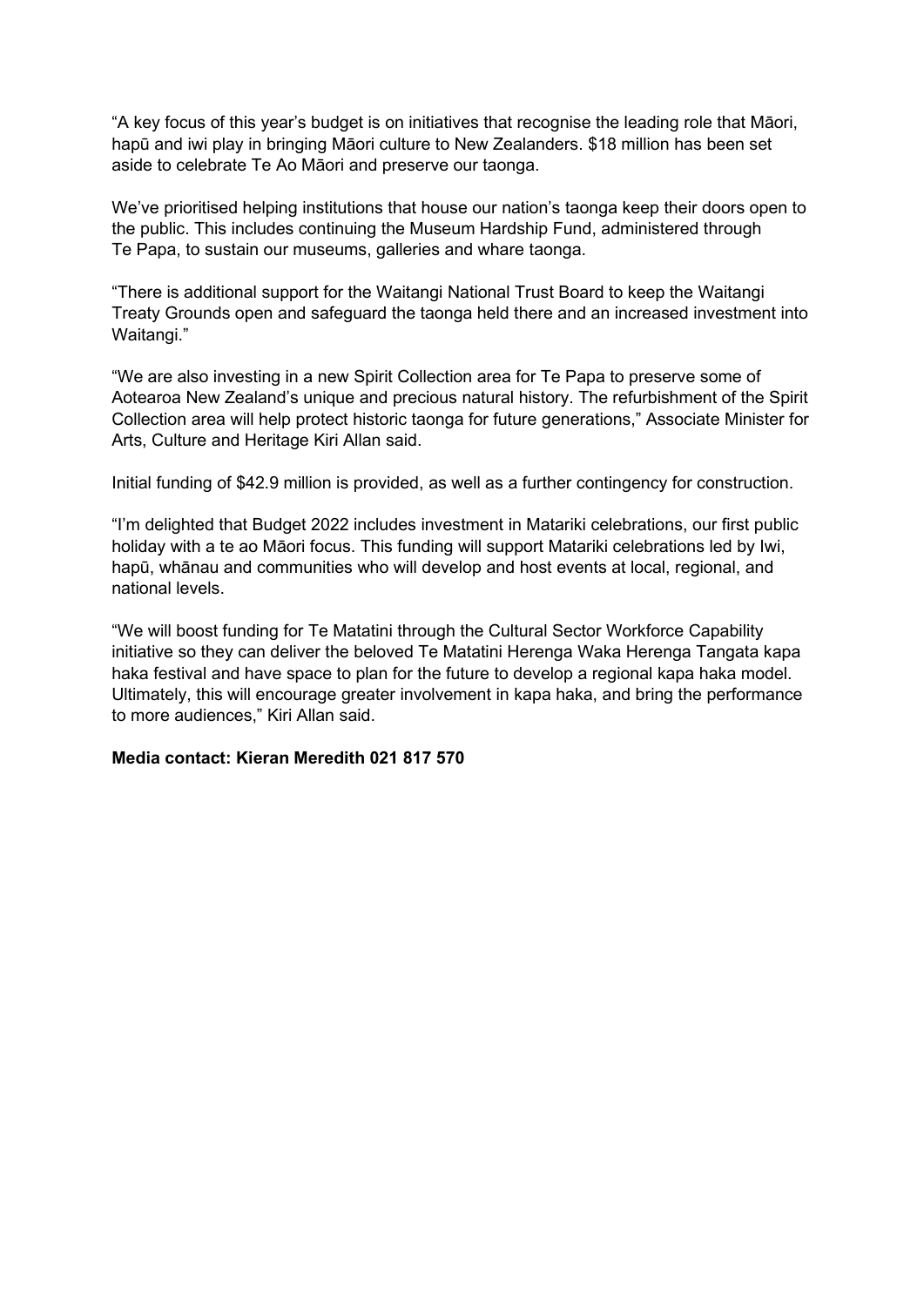"A key focus of this year's budget is on initiatives that recognise the leading role that Māori, hapū and iwi play in bringing Māori culture to New Zealanders. $18 million has been set aside to celebrate Te Ao Māori and preserve our taonga.

We've prioritised helping institutions that house our nation's taonga keep their doors open to the public. This includes continuing the Museum Hardship Fund, administered through Te Papa, to sustain our museums, galleries and whare taonga.

"There is additional support for the Waitangi National Trust Board to keep the Waitangi Treaty Grounds open and safeguard the taonga held there and an increased investment into Waitangi."

"We are also investing in a new Spirit Collection area for Te Papa to preserve some of Aotearoa New Zealand's unique and precious natural history. The refurbishment of the Spirit Collection area will help protect historic taonga for future generations," Associate Minister for Arts, Culture and Heritage Kiri Allan said.

Initial funding of $42.9 million is provided, as well as a further contingency for construction.

"I'm delighted that Budget 2022 includes investment in Matariki celebrations, our first public holiday with a te ao Māori focus. This funding will support Matariki celebrations led by Iwi, hapū, whānau and communities who will develop and host events at local, regional, and national levels.

"We will boost funding for Te Matatini through the Cultural Sector Workforce Capability initiative so they can deliver the beloved Te Matatini Herenga Waka Herenga Tangata kapa haka festival and have space to plan for the future to develop a regional kapa haka model. Ultimately, this will encourage greater involvement in kapa haka, and bring the performance to more audiences," Kiri Allan said.

**Media contact: Kieran Meredith 021 817 570**